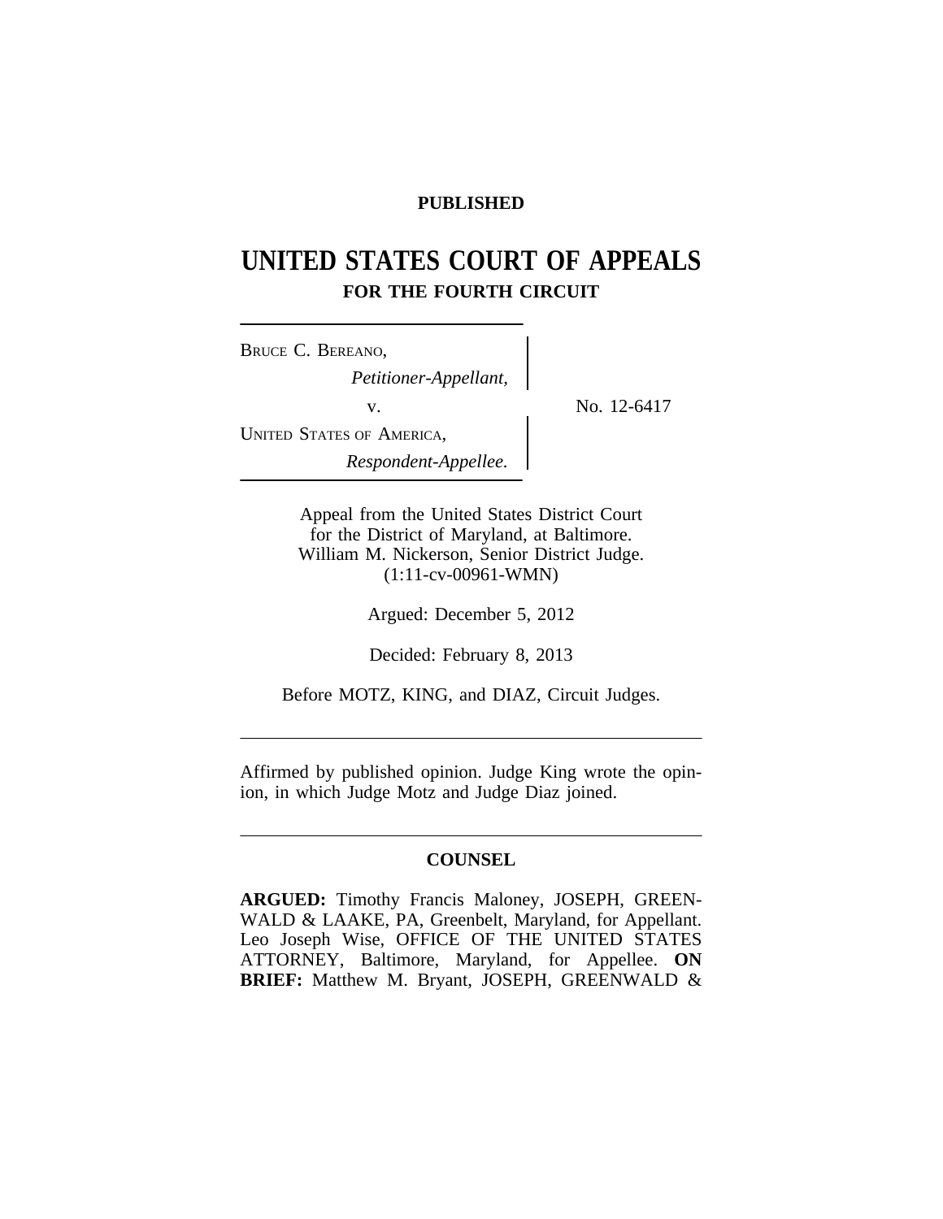**PUBLISHED**

# UNITED STATES COURT OF APPEALS
## FOR THE FOURTH CIRCUIT

BRUCE C. BEREANO,
*Petitioner-Appellant,*

v.

UNITED STATES OF AMERICA,
*Respondent-Appellee.*

No. 12-6417

Appeal from the United States District Court
for the District of Maryland, at Baltimore.
William M. Nickerson, Senior District Judge.
(1:11-cv-00961-WMN)

Argued: December 5, 2012

Decided: February 8, 2013

Before MOTZ, KING, and DIAZ, Circuit Judges.

---

Affirmed by published opinion. Judge King wrote the opinion, in which Judge Motz and Judge Diaz joined.

---

**COUNSEL**

**ARGUED:** Timothy Francis Maloney, JOSEPH, GREENWALD & LAAKE, PA, Greenbelt, Maryland, for Appellant. Leo Joseph Wise, OFFICE OF THE UNITED STATES ATTORNEY, Baltimore, Maryland, for Appellee. **ON BRIEF:** Matthew M. Bryant, JOSEPH, GREENWALD &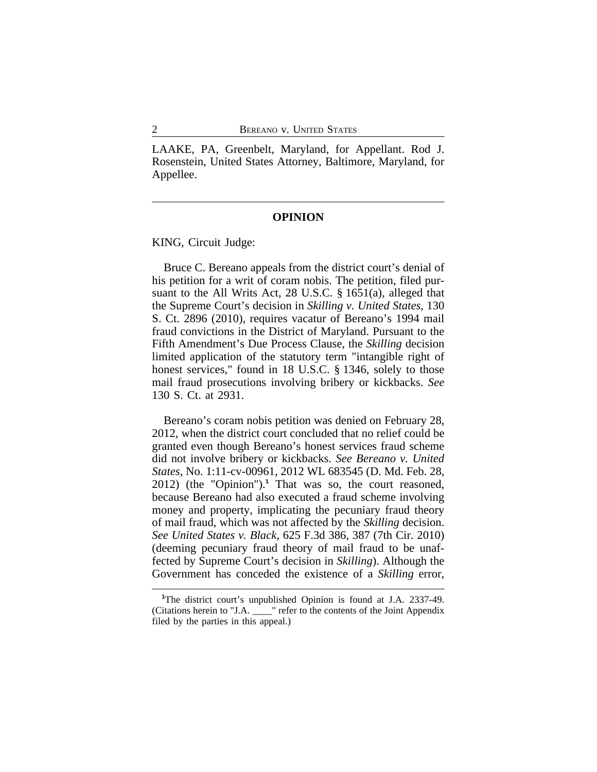LAAKE, PA, Greenbelt, Maryland, for Appellant. Rod J. Rosenstein, United States Attorney, Baltimore, Maryland, for Appellee.

---

## OPINION

KING, Circuit Judge:

Bruce C. Bereano appeals from the district court's denial of his petition for a writ of coram nobis. The petition, filed pursuant to the All Writs Act, 28 U.S.C. § 1651(a), alleged that the Supreme Court's decision in *Skilling v. United States*, 130 S. Ct. 2896 (2010), requires vacatur of Bereano's 1994 mail fraud convictions in the District of Maryland. Pursuant to the Fifth Amendment's Due Process Clause, the *Skilling* decision limited application of the statutory term "intangible right of honest services," found in 18 U.S.C. § 1346, solely to those mail fraud prosecutions involving bribery or kickbacks. *See* 130 S. Ct. at 2931.

Bereano's coram nobis petition was denied on February 28, 2012, when the district court concluded that no relief could be granted even though Bereano's honest services fraud scheme did not involve bribery or kickbacks. *See Bereano v. United States*, No. 1:11-cv-00961, 2012 WL 683545 (D. Md. Feb. 28, 2012) (the "Opinion").[1] That was so, the court reasoned, because Bereano had also executed a fraud scheme involving money and property, implicating the pecuniary fraud theory of mail fraud, which was not affected by the *Skilling* decision. *See United States v. Black*, 625 F.3d 386, 387 (7th Cir. 2010) (deeming pecuniary fraud theory of mail fraud to be unaffected by Supreme Court's decision in *Skilling*). Although the Government has conceded the existence of a *Skilling* error,

---

[1]The district court's unpublished Opinion is found at J.A. 2337-49. (Citations herein to "J.A. ____" refer to the contents of the Joint Appendix filed by the parties in this appeal.)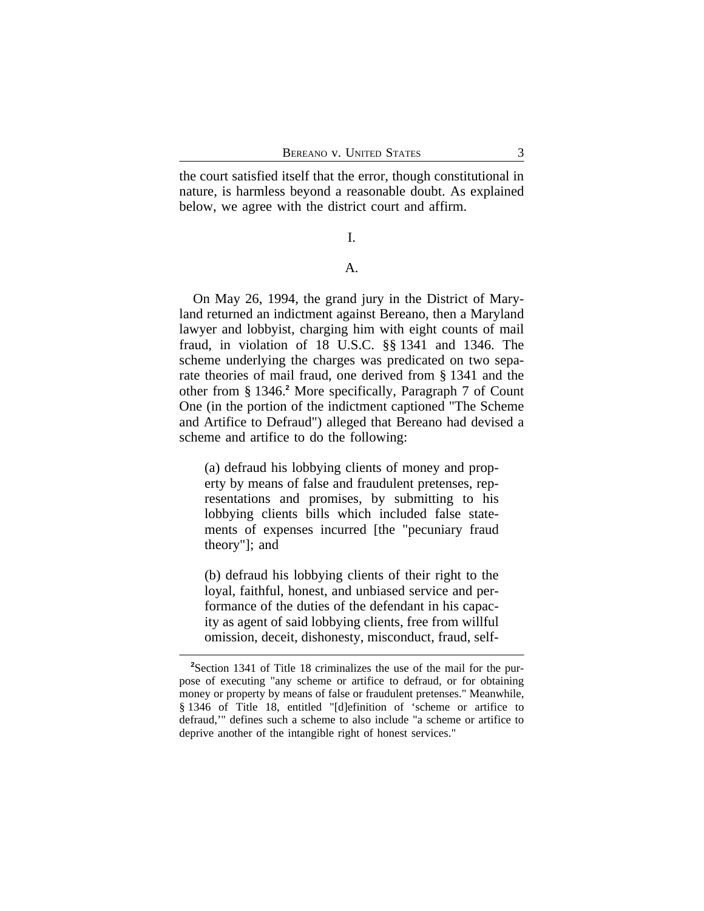the court satisfied itself that the error, though constitutional in nature, is harmless beyond a reasonable doubt. As explained below, we agree with the district court and affirm.

## I.

### A.

On May 26, 1994, the grand jury in the District of Maryland returned an indictment against Bereano, then a Maryland lawyer and lobbyist, charging him with eight counts of mail fraud, in violation of 18 U.S.C. §§ 1341 and 1346. The scheme underlying the charges was predicated on two separate theories of mail fraud, one derived from § 1341 and the other from § 1346.[2] More specifically, Paragraph 7 of Count One (in the portion of the indictment captioned "The Scheme and Artifice to Defraud") alleged that Bereano had devised a scheme and artifice to do the following:

> (a) defraud his lobbying clients of money and property by means of false and fraudulent pretenses, representations and promises, by submitting to his lobbying clients bills which included false statements of expenses incurred [the "pecuniary fraud theory"]; and
>
> (b) defraud his lobbying clients of their right to the loyal, faithful, honest, and unbiased service and performance of the duties of the defendant in his capacity as agent of said lobbying clients, free from willful omission, deceit, dishonesty, misconduct, fraud, self-

---

[2] Section 1341 of Title 18 criminalizes the use of the mail for the purpose of executing "any scheme or artifice to defraud, or for obtaining money or property by means of false or fraudulent pretenses." Meanwhile, § 1346 of Title 18, entitled "[d]efinition of 'scheme or artifice to defraud,'" defines such a scheme to also include "a scheme or artifice to deprive another of the intangible right of honest services."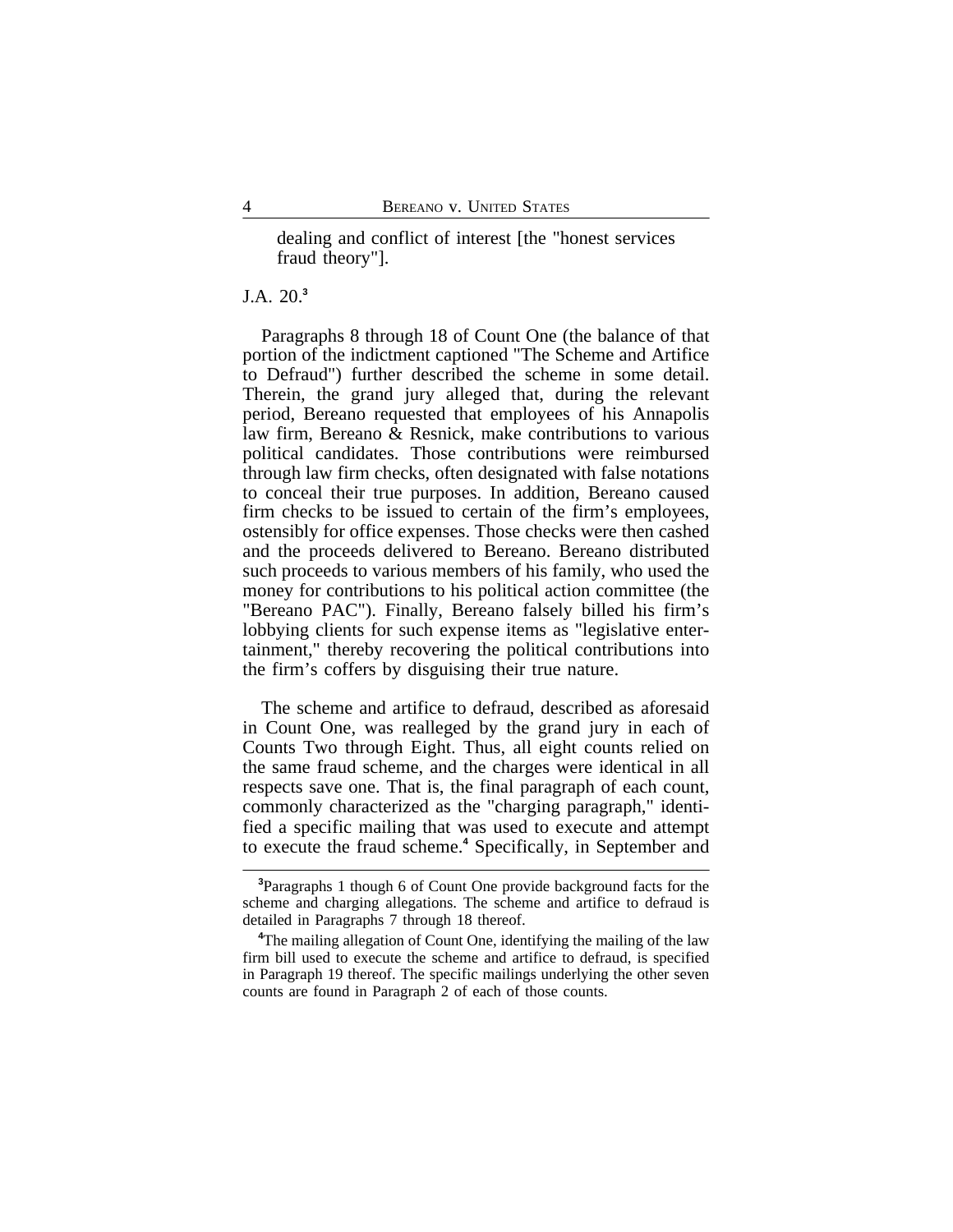> dealing and conflict of interest [the "honest services fraud theory"].

J.A. 20.[3]

Paragraphs 8 through 18 of Count One (the balance of that portion of the indictment captioned "The Scheme and Artifice to Defraud") further described the scheme in some detail. Therein, the grand jury alleged that, during the relevant period, Bereano requested that employees of his Annapolis law firm, Bereano & Resnick, make contributions to various political candidates. Those contributions were reimbursed through law firm checks, often designated with false notations to conceal their true purposes. In addition, Bereano caused firm checks to be issued to certain of the firm's employees, ostensibly for office expenses. Those checks were then cashed and the proceeds delivered to Bereano. Bereano distributed such proceeds to various members of his family, who used the money for contributions to his political action committee (the "Bereano PAC"). Finally, Bereano falsely billed his firm's lobbying clients for such expense items as "legislative entertainment," thereby recovering the political contributions into the firm's coffers by disguising their true nature.

The scheme and artifice to defraud, described as aforesaid in Count One, was realleged by the grand jury in each of Counts Two through Eight. Thus, all eight counts relied on the same fraud scheme, and the charges were identical in all respects save one. That is, the final paragraph of each count, commonly characterized as the "charging paragraph," identified a specific mailing that was used to execute and attempt to execute the fraud scheme.[4] Specifically, in September and

[3]Paragraphs 1 though 6 of Count One provide background facts for the scheme and charging allegations. The scheme and artifice to defraud is detailed in Paragraphs 7 through 18 thereof.

[4]The mailing allegation of Count One, identifying the mailing of the law firm bill used to execute the scheme and artifice to defraud, is specified in Paragraph 19 thereof. The specific mailings underlying the other seven counts are found in Paragraph 2 of each of those counts.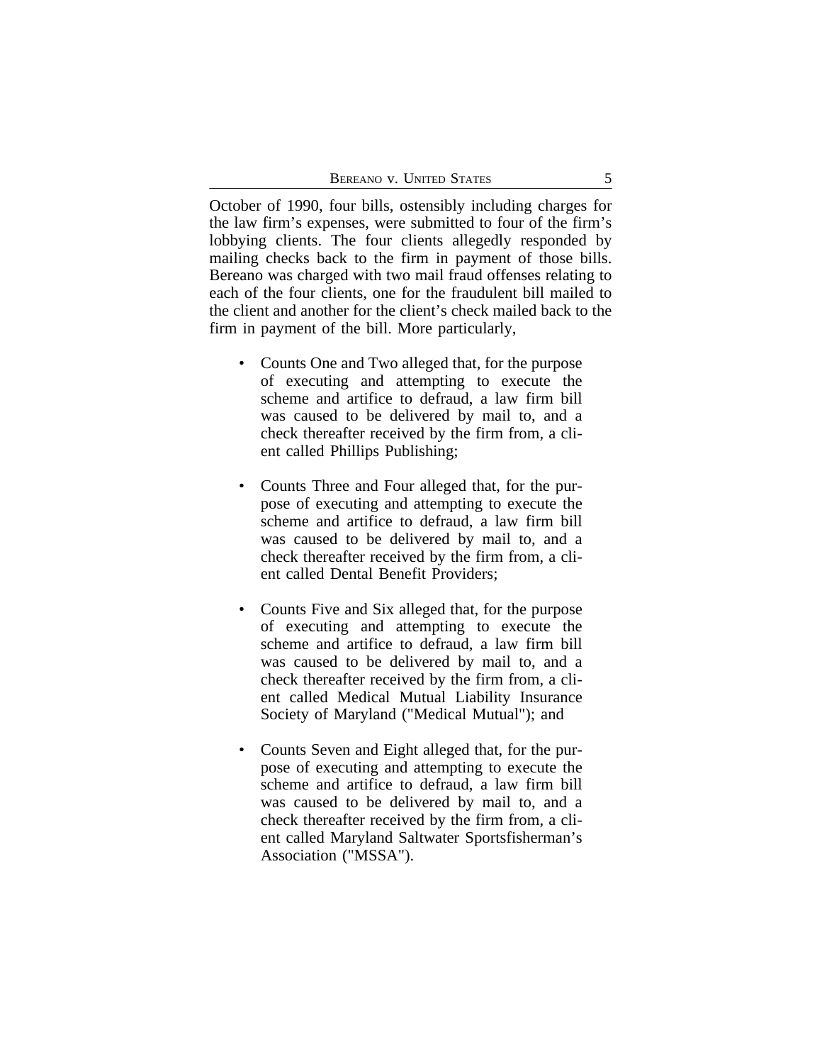October of 1990, four bills, ostensibly including charges for the law firm's expenses, were submitted to four of the firm's lobbying clients. The four clients allegedly responded by mailing checks back to the firm in payment of those bills. Bereano was charged with two mail fraud offenses relating to each of the four clients, one for the fraudulent bill mailed to the client and another for the client's check mailed back to the firm in payment of the bill. More particularly,

- Counts One and Two alleged that, for the purpose of executing and attempting to execute the scheme and artifice to defraud, a law firm bill was caused to be delivered by mail to, and a check thereafter received by the firm from, a client called Phillips Publishing;

- Counts Three and Four alleged that, for the purpose of executing and attempting to execute the scheme and artifice to defraud, a law firm bill was caused to be delivered by mail to, and a check thereafter received by the firm from, a client called Dental Benefit Providers;

- Counts Five and Six alleged that, for the purpose of executing and attempting to execute the scheme and artifice to defraud, a law firm bill was caused to be delivered by mail to, and a check thereafter received by the firm from, a client called Medical Mutual Liability Insurance Society of Maryland ("Medical Mutual"); and

- Counts Seven and Eight alleged that, for the purpose of executing and attempting to execute the scheme and artifice to defraud, a law firm bill was caused to be delivered by mail to, and a check thereafter received by the firm from, a client called Maryland Saltwater Sportsfisherman's Association ("MSSA").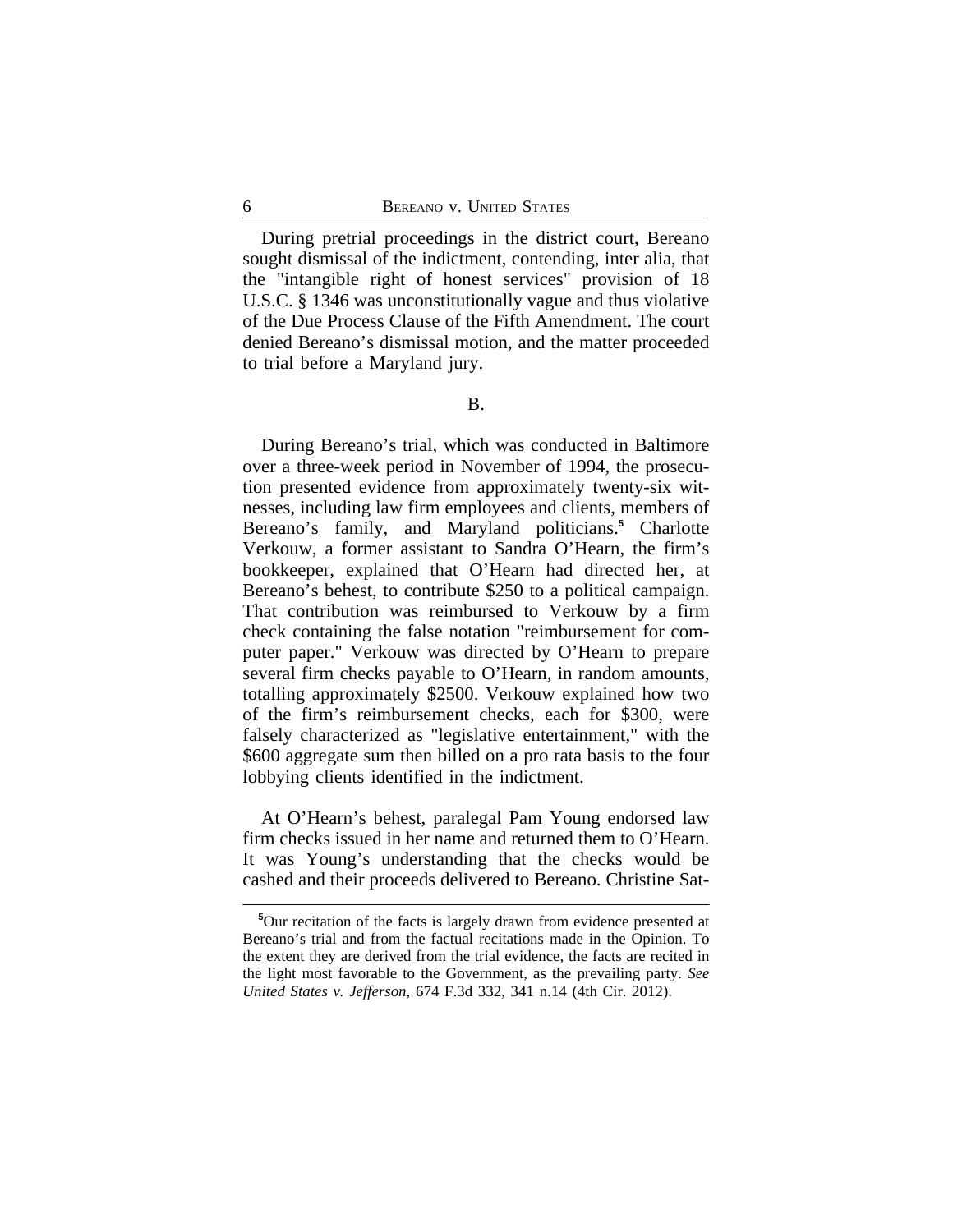During pretrial proceedings in the district court, Bereano sought dismissal of the indictment, contending, inter alia, that the "intangible right of honest services" provision of 18 U.S.C. § 1346 was unconstitutionally vague and thus violative of the Due Process Clause of the Fifth Amendment. The court denied Bereano's dismissal motion, and the matter proceeded to trial before a Maryland jury.

### B.

During Bereano's trial, which was conducted in Baltimore over a three-week period in November of 1994, the prosecution presented evidence from approximately twenty-six witnesses, including law firm employees and clients, members of Bereano's family, and Maryland politicians.[5] Charlotte Verkouw, a former assistant to Sandra O'Hearn, the firm's bookkeeper, explained that O'Hearn had directed her, at Bereano's behest, to contribute $250 to a political campaign. That contribution was reimbursed to Verkouw by a firm check containing the false notation "reimbursement for computer paper." Verkouw was directed by O'Hearn to prepare several firm checks payable to O'Hearn, in random amounts, totalling approximately $2500. Verkouw explained how two of the firm's reimbursement checks, each for $300, were falsely characterized as "legislative entertainment," with the $600 aggregate sum then billed on a pro rata basis to the four lobbying clients identified in the indictment.

At O'Hearn's behest, paralegal Pam Young endorsed law firm checks issued in her name and returned them to O'Hearn. It was Young's understanding that the checks would be cashed and their proceeds delivered to Bereano. Christine Sat-

[5]Our recitation of the facts is largely drawn from evidence presented at Bereano's trial and from the factual recitations made in the Opinion. To the extent they are derived from the trial evidence, the facts are recited in the light most favorable to the Government, as the prevailing party. *See United States v. Jefferson*, 674 F.3d 332, 341 n.14 (4th Cir. 2012).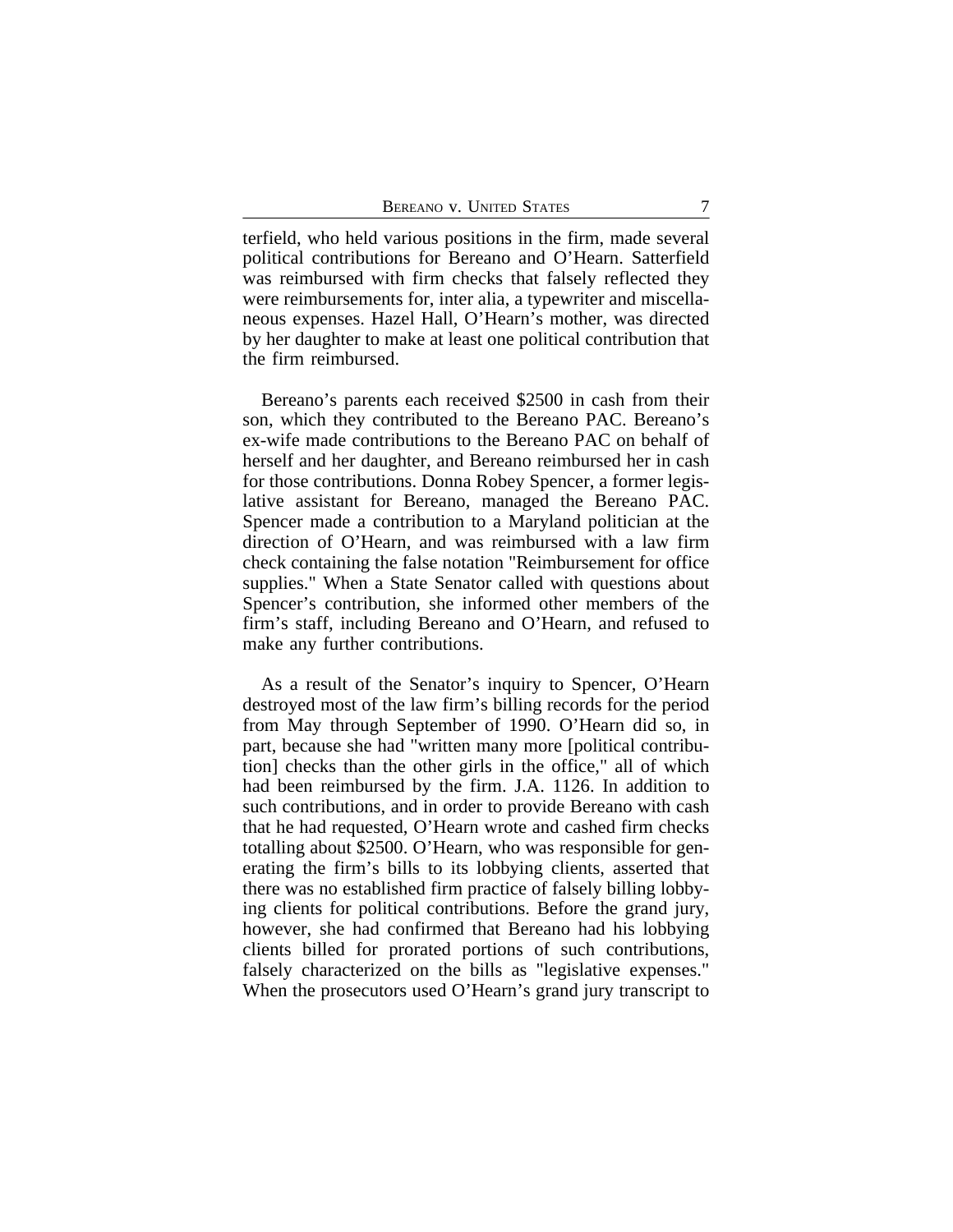terfield, who held various positions in the firm, made several political contributions for Bereano and O'Hearn. Satterfield was reimbursed with firm checks that falsely reflected they were reimbursements for, inter alia, a typewriter and miscellaneous expenses. Hazel Hall, O'Hearn's mother, was directed by her daughter to make at least one political contribution that the firm reimbursed.

Bereano's parents each received $2500 in cash from their son, which they contributed to the Bereano PAC. Bereano's ex-wife made contributions to the Bereano PAC on behalf of herself and her daughter, and Bereano reimbursed her in cash for those contributions. Donna Robey Spencer, a former legislative assistant for Bereano, managed the Bereano PAC. Spencer made a contribution to a Maryland politician at the direction of O'Hearn, and was reimbursed with a law firm check containing the false notation "Reimbursement for office supplies." When a State Senator called with questions about Spencer's contribution, she informed other members of the firm's staff, including Bereano and O'Hearn, and refused to make any further contributions.

As a result of the Senator's inquiry to Spencer, O'Hearn destroyed most of the law firm's billing records for the period from May through September of 1990. O'Hearn did so, in part, because she had "written many more [political contribution] checks than the other girls in the office," all of which had been reimbursed by the firm. J.A. 1126. In addition to such contributions, and in order to provide Bereano with cash that he had requested, O'Hearn wrote and cashed firm checks totalling about $2500. O'Hearn, who was responsible for generating the firm's bills to its lobbying clients, asserted that there was no established firm practice of falsely billing lobbying clients for political contributions. Before the grand jury, however, she had confirmed that Bereano had his lobbying clients billed for prorated portions of such contributions, falsely characterized on the bills as "legislative expenses." When the prosecutors used O'Hearn's grand jury transcript to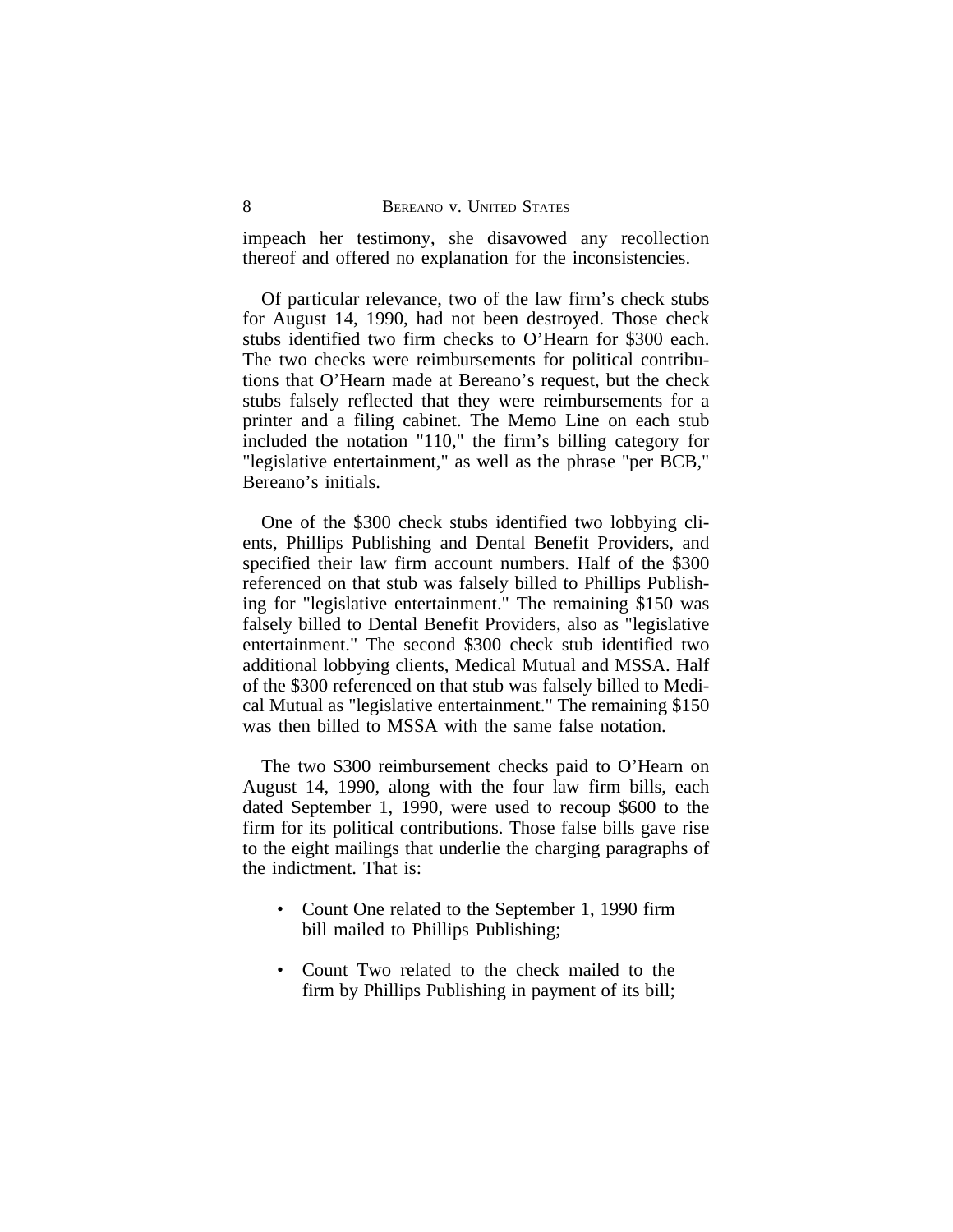impeach her testimony, she disavowed any recollection thereof and offered no explanation for the inconsistencies.

Of particular relevance, two of the law firm's check stubs for August 14, 1990, had not been destroyed. Those check stubs identified two firm checks to O'Hearn for $300 each. The two checks were reimbursements for political contributions that O'Hearn made at Bereano's request, but the check stubs falsely reflected that they were reimbursements for a printer and a filing cabinet. The Memo Line on each stub included the notation "110," the firm's billing category for "legislative entertainment," as well as the phrase "per BCB," Bereano's initials.

One of the $300 check stubs identified two lobbying clients, Phillips Publishing and Dental Benefit Providers, and specified their law firm account numbers. Half of the $300 referenced on that stub was falsely billed to Phillips Publishing for "legislative entertainment." The remaining $150 was falsely billed to Dental Benefit Providers, also as "legislative entertainment." The second $300 check stub identified two additional lobbying clients, Medical Mutual and MSSA. Half of the $300 referenced on that stub was falsely billed to Medical Mutual as "legislative entertainment." The remaining $150 was then billed to MSSA with the same false notation.

The two $300 reimbursement checks paid to O'Hearn on August 14, 1990, along with the four law firm bills, each dated September 1, 1990, were used to recoup $600 to the firm for its political contributions. Those false bills gave rise to the eight mailings that underlie the charging paragraphs of the indictment. That is:

- Count One related to the September 1, 1990 firm bill mailed to Phillips Publishing;
- Count Two related to the check mailed to the firm by Phillips Publishing in payment of its bill;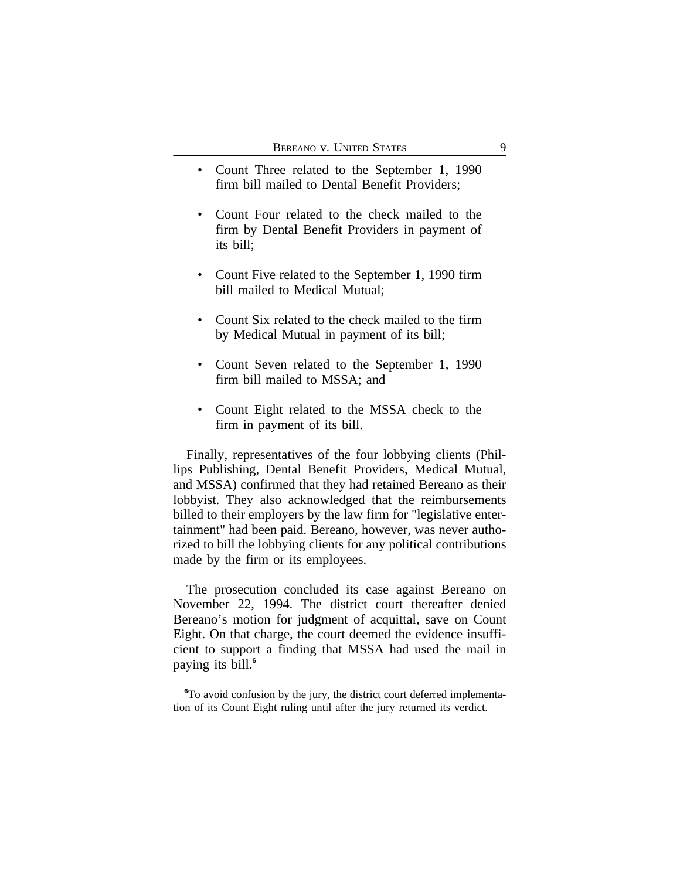- Count Three related to the September 1, 1990 firm bill mailed to Dental Benefit Providers;

- Count Four related to the check mailed to the firm by Dental Benefit Providers in payment of its bill;

- Count Five related to the September 1, 1990 firm bill mailed to Medical Mutual;

- Count Six related to the check mailed to the firm by Medical Mutual in payment of its bill;

- Count Seven related to the September 1, 1990 firm bill mailed to MSSA; and

- Count Eight related to the MSSA check to the firm in payment of its bill.

Finally, representatives of the four lobbying clients (Phillips Publishing, Dental Benefit Providers, Medical Mutual, and MSSA) confirmed that they had retained Bereano as their lobbyist. They also acknowledged that the reimbursements billed to their employers by the law firm for "legislative entertainment" had been paid. Bereano, however, was never authorized to bill the lobbying clients for any political contributions made by the firm or its employees.

The prosecution concluded its case against Bereano on November 22, 1994. The district court thereafter denied Bereano's motion for judgment of acquittal, save on Count Eight. On that charge, the court deemed the evidence insufficient to support a finding that MSSA had used the mail in paying its bill.[6]

---

[6]To avoid confusion by the jury, the district court deferred implementation of its Count Eight ruling until after the jury returned its verdict.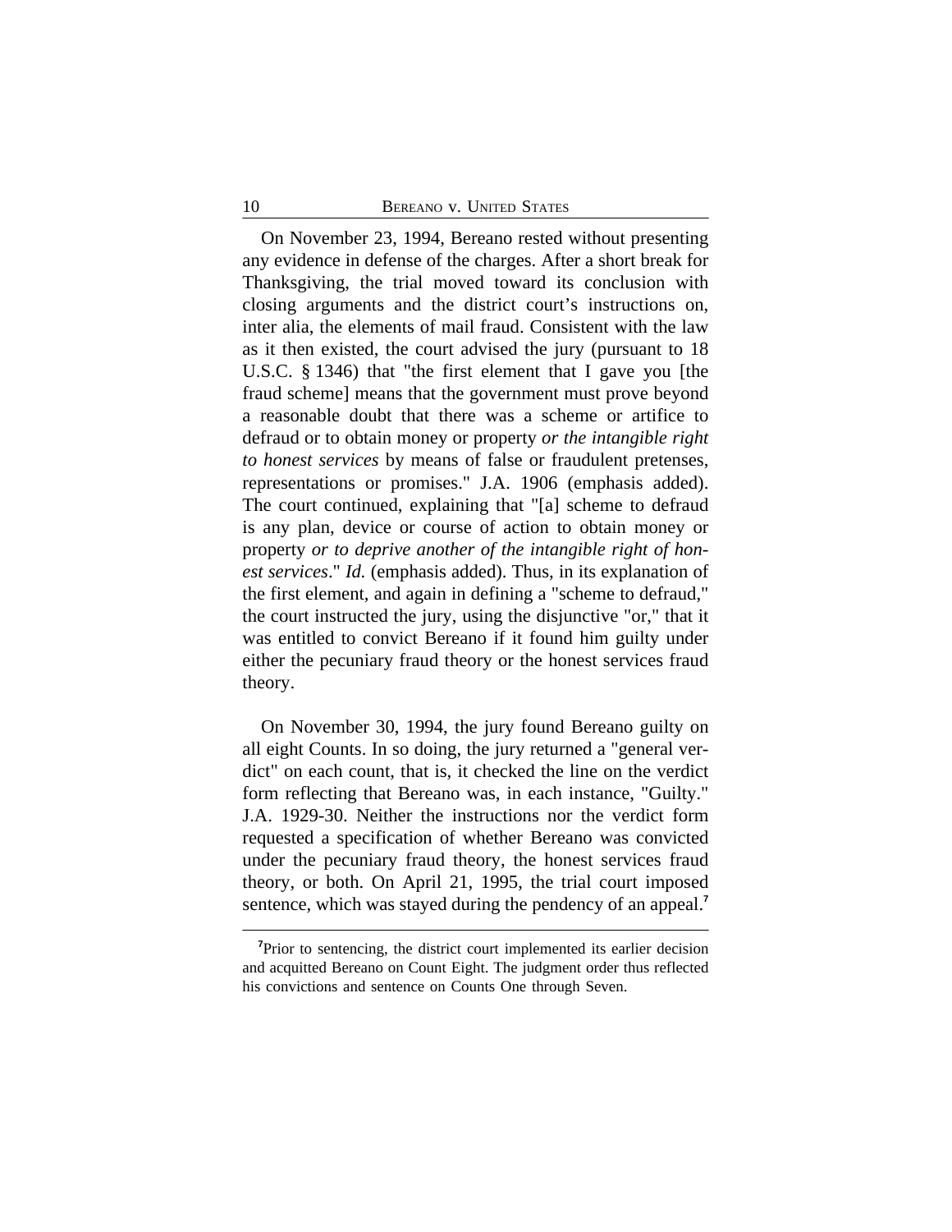On November 23, 1994, Bereano rested without presenting any evidence in defense of the charges. After a short break for Thanksgiving, the trial moved toward its conclusion with closing arguments and the district court's instructions on, inter alia, the elements of mail fraud. Consistent with the law as it then existed, the court advised the jury (pursuant to 18 U.S.C. § 1346) that "the first element that I gave you [the fraud scheme] means that the government must prove beyond a reasonable doubt that there was a scheme or artifice to defraud or to obtain money or property *or the intangible right to honest services* by means of false or fraudulent pretenses, representations or promises." J.A. 1906 (emphasis added). The court continued, explaining that "[a] scheme to defraud is any plan, device or course of action to obtain money or property *or to deprive another of the intangible right of honest services*." *Id.* (emphasis added). Thus, in its explanation of the first element, and again in defining a "scheme to defraud," the court instructed the jury, using the disjunctive "or," that it was entitled to convict Bereano if it found him guilty under either the pecuniary fraud theory or the honest services fraud theory.

On November 30, 1994, the jury found Bereano guilty on all eight Counts. In so doing, the jury returned a "general verdict" on each count, that is, it checked the line on the verdict form reflecting that Bereano was, in each instance, "Guilty." J.A. 1929-30. Neither the instructions nor the verdict form requested a specification of whether Bereano was convicted under the pecuniary fraud theory, the honest services fraud theory, or both. On April 21, 1995, the trial court imposed sentence, which was stayed during the pendency of an appeal.[7]

---

[7]Prior to sentencing, the district court implemented its earlier decision and acquitted Bereano on Count Eight. The judgment order thus reflected his convictions and sentence on Counts One through Seven.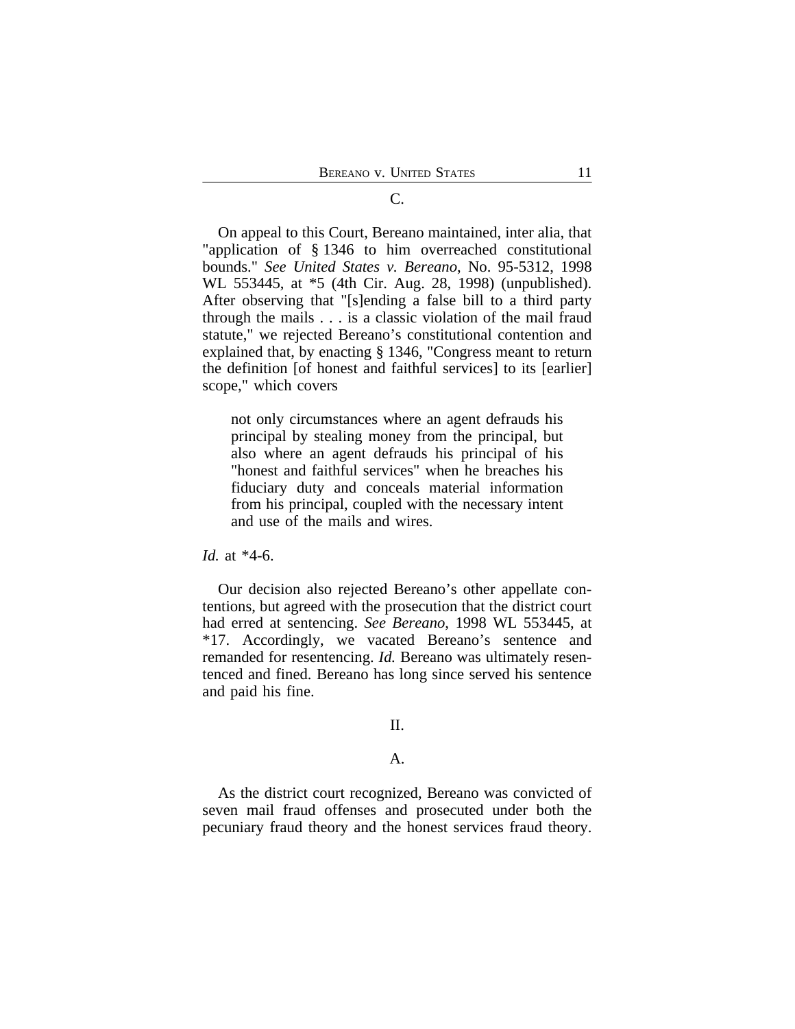C.

On appeal to this Court, Bereano maintained, inter alia, that "application of § 1346 to him overreached constitutional bounds." *See United States v. Bereano*, No. 95-5312, 1998 WL 553445, at *5 (4th Cir. Aug. 28, 1998) (unpublished). After observing that "[s]ending a false bill to a third party through the mails . . . is a classic violation of the mail fraud statute," we rejected Bereano's constitutional contention and explained that, by enacting § 1346, "Congress meant to return the definition [of honest and faithful services] to its [earlier] scope," which covers

> not only circumstances where an agent defrauds his principal by stealing money from the principal, but also where an agent defrauds his principal of his "honest and faithful services" when he breaches his fiduciary duty and conceals material information from his principal, coupled with the necessary intent and use of the mails and wires.

*Id.* at *4-6.

Our decision also rejected Bereano's other appellate contentions, but agreed with the prosecution that the district court had erred at sentencing. *See Bereano*, 1998 WL 553445, at *17. Accordingly, we vacated Bereano's sentence and remanded for resentencing. *Id.* Bereano was ultimately resentenced and fined. Bereano has long since served his sentence and paid his fine.

II.

A.

As the district court recognized, Bereano was convicted of seven mail fraud offenses and prosecuted under both the pecuniary fraud theory and the honest services fraud theory.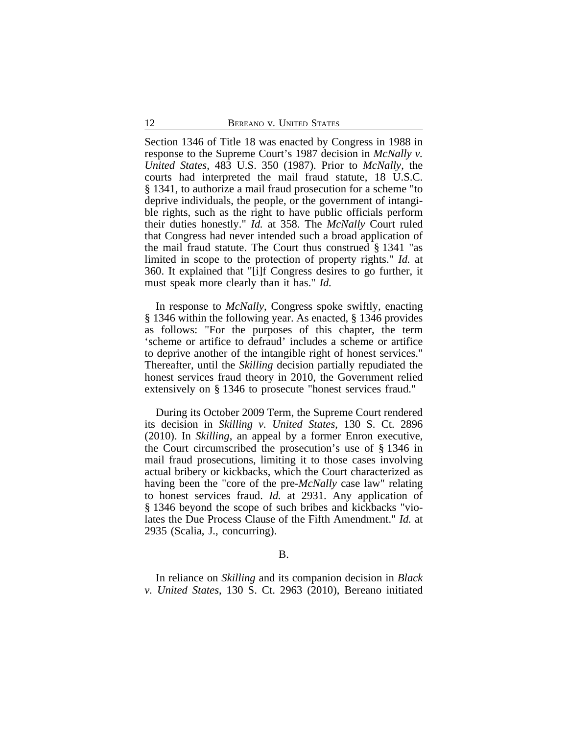Section 1346 of Title 18 was enacted by Congress in 1988 in response to the Supreme Court's 1987 decision in *McNally v. United States*, 483 U.S. 350 (1987). Prior to *McNally*, the courts had interpreted the mail fraud statute, 18 U.S.C. § 1341, to authorize a mail fraud prosecution for a scheme "to deprive individuals, the people, or the government of intangible rights, such as the right to have public officials perform their duties honestly." *Id.* at 358. The *McNally* Court ruled that Congress had never intended such a broad application of the mail fraud statute. The Court thus construed § 1341 "as limited in scope to the protection of property rights." *Id.* at 360. It explained that "[i]f Congress desires to go further, it must speak more clearly than it has." *Id.*

In response to *McNally*, Congress spoke swiftly, enacting § 1346 within the following year. As enacted, § 1346 provides as follows: "For the purposes of this chapter, the term 'scheme or artifice to defraud' includes a scheme or artifice to deprive another of the intangible right of honest services." Thereafter, until the *Skilling* decision partially repudiated the honest services fraud theory in 2010, the Government relied extensively on § 1346 to prosecute "honest services fraud."

During its October 2009 Term, the Supreme Court rendered its decision in *Skilling v. United States*, 130 S. Ct. 2896 (2010). In *Skilling*, an appeal by a former Enron executive, the Court circumscribed the prosecution's use of § 1346 in mail fraud prosecutions, limiting it to those cases involving actual bribery or kickbacks, which the Court characterized as having been the "core of the pre-*McNally* case law" relating to honest services fraud. *Id.* at 2931. Any application of § 1346 beyond the scope of such bribes and kickbacks "violates the Due Process Clause of the Fifth Amendment." *Id.* at 2935 (Scalia, J., concurring).

B.

In reliance on *Skilling* and its companion decision in *Black v. United States*, 130 S. Ct. 2963 (2010), Bereano initiated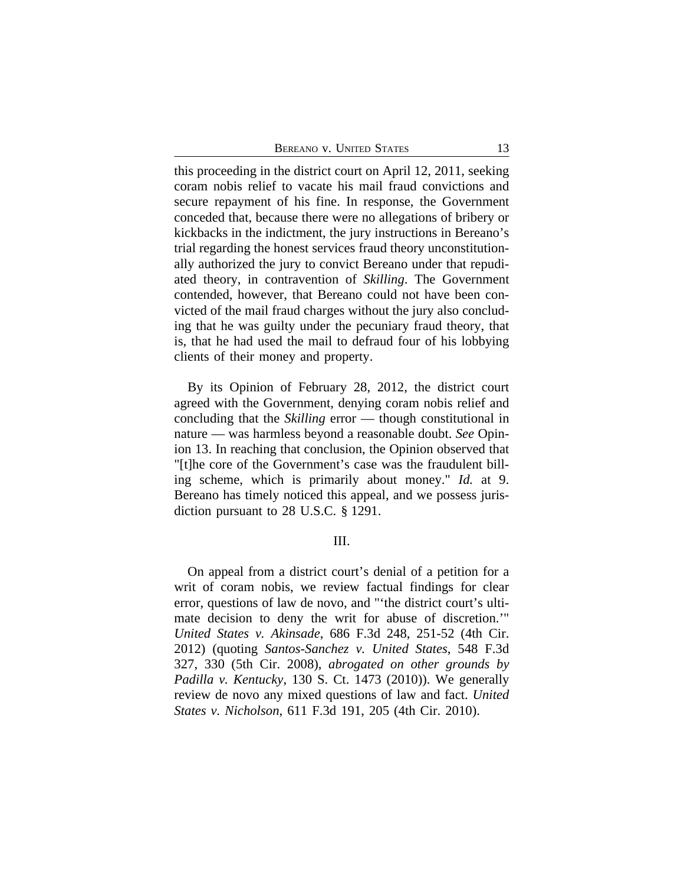this proceeding in the district court on April 12, 2011, seeking coram nobis relief to vacate his mail fraud convictions and secure repayment of his fine. In response, the Government conceded that, because there were no allegations of bribery or kickbacks in the indictment, the jury instructions in Bereano's trial regarding the honest services fraud theory unconstitutionally authorized the jury to convict Bereano under that repudiated theory, in contravention of *Skilling*. The Government contended, however, that Bereano could not have been convicted of the mail fraud charges without the jury also concluding that he was guilty under the pecuniary fraud theory, that is, that he had used the mail to defraud four of his lobbying clients of their money and property.

By its Opinion of February 28, 2012, the district court agreed with the Government, denying coram nobis relief and concluding that the *Skilling* error — though constitutional in nature — was harmless beyond a reasonable doubt. *See* Opinion 13. In reaching that conclusion, the Opinion observed that "[t]he core of the Government's case was the fraudulent billing scheme, which is primarily about money." *Id.* at 9. Bereano has timely noticed this appeal, and we possess jurisdiction pursuant to 28 U.S.C. § 1291.

III.

On appeal from a district court's denial of a petition for a writ of coram nobis, we review factual findings for clear error, questions of law de novo, and "'the district court's ultimate decision to deny the writ for abuse of discretion.'" *United States v. Akinsade*, 686 F.3d 248, 251-52 (4th Cir. 2012) (quoting *Santos-Sanchez v. United States*, 548 F.3d 327, 330 (5th Cir. 2008), *abrogated on other grounds by Padilla v. Kentucky*, 130 S. Ct. 1473 (2010)). We generally review de novo any mixed questions of law and fact. *United States v. Nicholson*, 611 F.3d 191, 205 (4th Cir. 2010).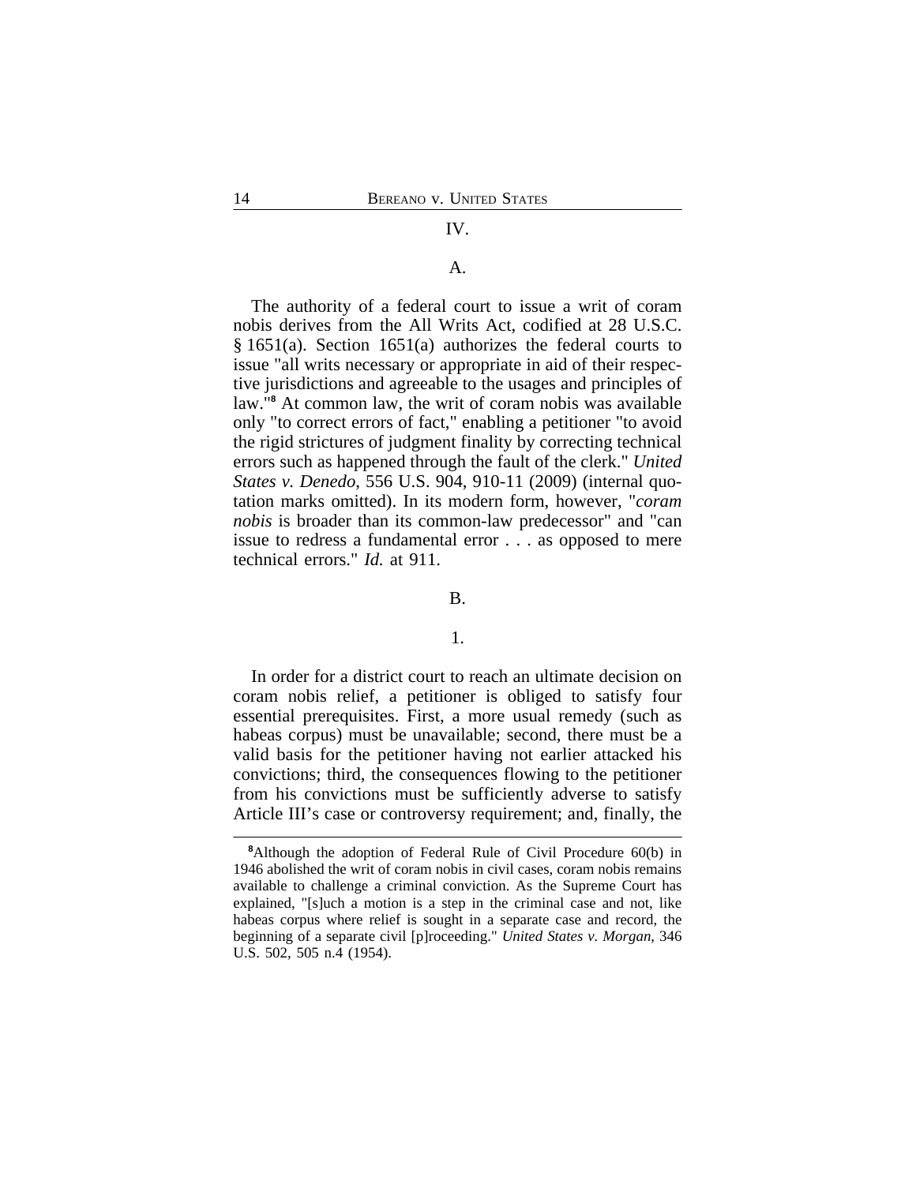## IV.

### A.

The authority of a federal court to issue a writ of coram nobis derives from the All Writs Act, codified at 28 U.S.C. § 1651(a). Section 1651(a) authorizes the federal courts to issue "all writs necessary or appropriate in aid of their respective jurisdictions and agreeable to the usages and principles of law."[8] At common law, the writ of coram nobis was available only "to correct errors of fact," enabling a petitioner "to avoid the rigid strictures of judgment finality by correcting technical errors such as happened through the fault of the clerk." *United States v. Denedo*, 556 U.S. 904, 910-11 (2009) (internal quotation marks omitted). In its modern form, however, "*coram nobis* is broader than its common-law predecessor" and "can issue to redress a fundamental error . . . as opposed to mere technical errors." *Id.* at 911.

### B.

#### 1.

In order for a district court to reach an ultimate decision on coram nobis relief, a petitioner is obliged to satisfy four essential prerequisites. First, a more usual remedy (such as habeas corpus) must be unavailable; second, there must be a valid basis for the petitioner having not earlier attacked his convictions; third, the consequences flowing to the petitioner from his convictions must be sufficiently adverse to satisfy Article III's case or controversy requirement; and, finally, the

---

[8]Although the adoption of Federal Rule of Civil Procedure 60(b) in 1946 abolished the writ of coram nobis in civil cases, coram nobis remains available to challenge a criminal conviction. As the Supreme Court has explained, "[s]uch a motion is a step in the criminal case and not, like habeas corpus where relief is sought in a separate case and record, the beginning of a separate civil [p]roceeding." *United States v. Morgan*, 346 U.S. 502, 505 n.4 (1954).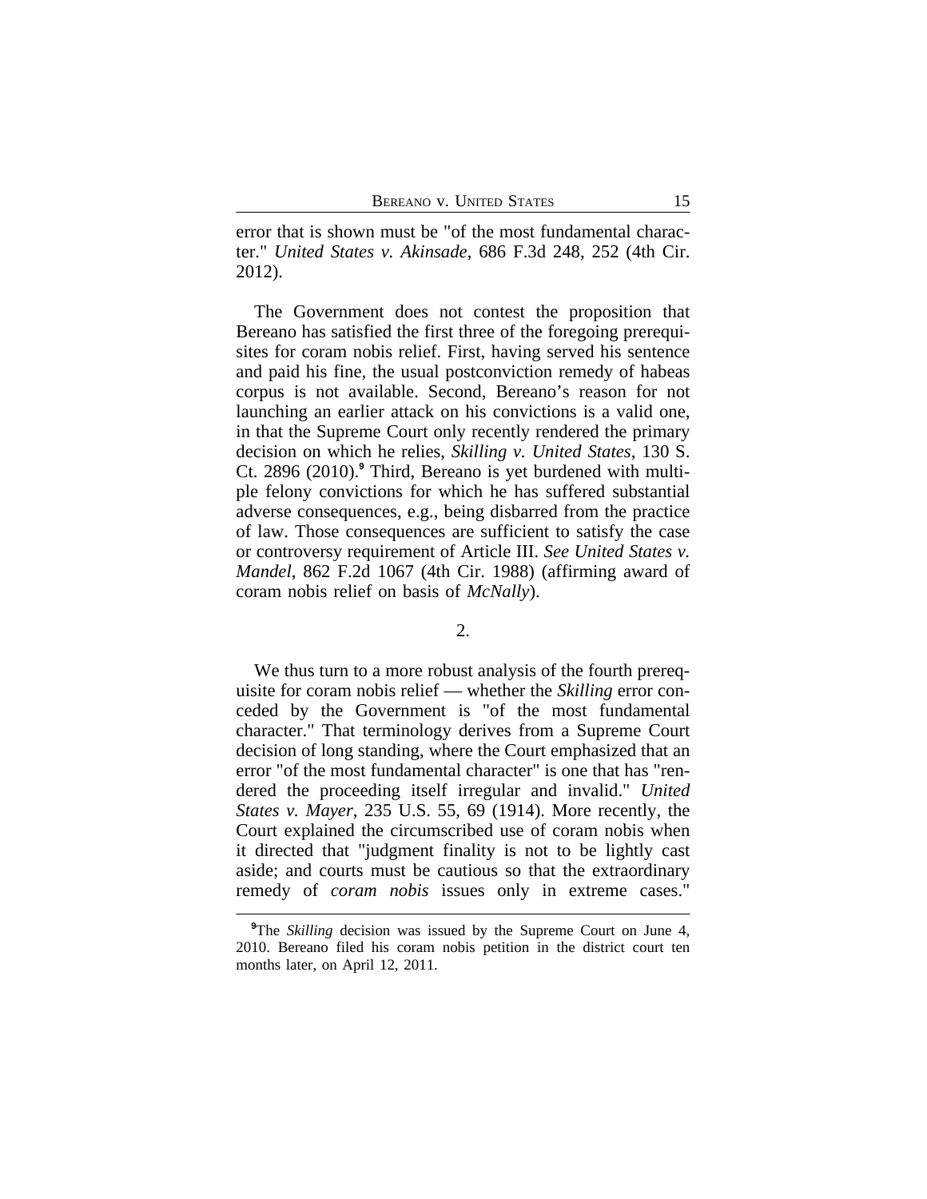error that is shown must be "of the most fundamental character." *United States v. Akinsade*, 686 F.3d 248, 252 (4th Cir. 2012).

The Government does not contest the proposition that Bereano has satisfied the first three of the foregoing prerequisites for coram nobis relief. First, having served his sentence and paid his fine, the usual postconviction remedy of habeas corpus is not available. Second, Bereano's reason for not launching an earlier attack on his convictions is a valid one, in that the Supreme Court only recently rendered the primary decision on which he relies, *Skilling v. United States*, 130 S. Ct. 2896 (2010).[9] Third, Bereano is yet burdened with multiple felony convictions for which he has suffered substantial adverse consequences, e.g., being disbarred from the practice of law. Those consequences are sufficient to satisfy the case or controversy requirement of Article III. *See United States v. Mandel*, 862 F.2d 1067 (4th Cir. 1988) (affirming award of coram nobis relief on basis of *McNally*).

2.

We thus turn to a more robust analysis of the fourth prerequisite for coram nobis relief — whether the *Skilling* error conceded by the Government is "of the most fundamental character." That terminology derives from a Supreme Court decision of long standing, where the Court emphasized that an error "of the most fundamental character" is one that has "rendered the proceeding itself irregular and invalid." *United States v. Mayer*, 235 U.S. 55, 69 (1914). More recently, the Court explained the circumscribed use of coram nobis when it directed that "judgment finality is not to be lightly cast aside; and courts must be cautious so that the extraordinary remedy of *coram nobis* issues only in extreme cases."

[9]The *Skilling* decision was issued by the Supreme Court on June 4, 2010. Bereano filed his coram nobis petition in the district court ten months later, on April 12, 2011.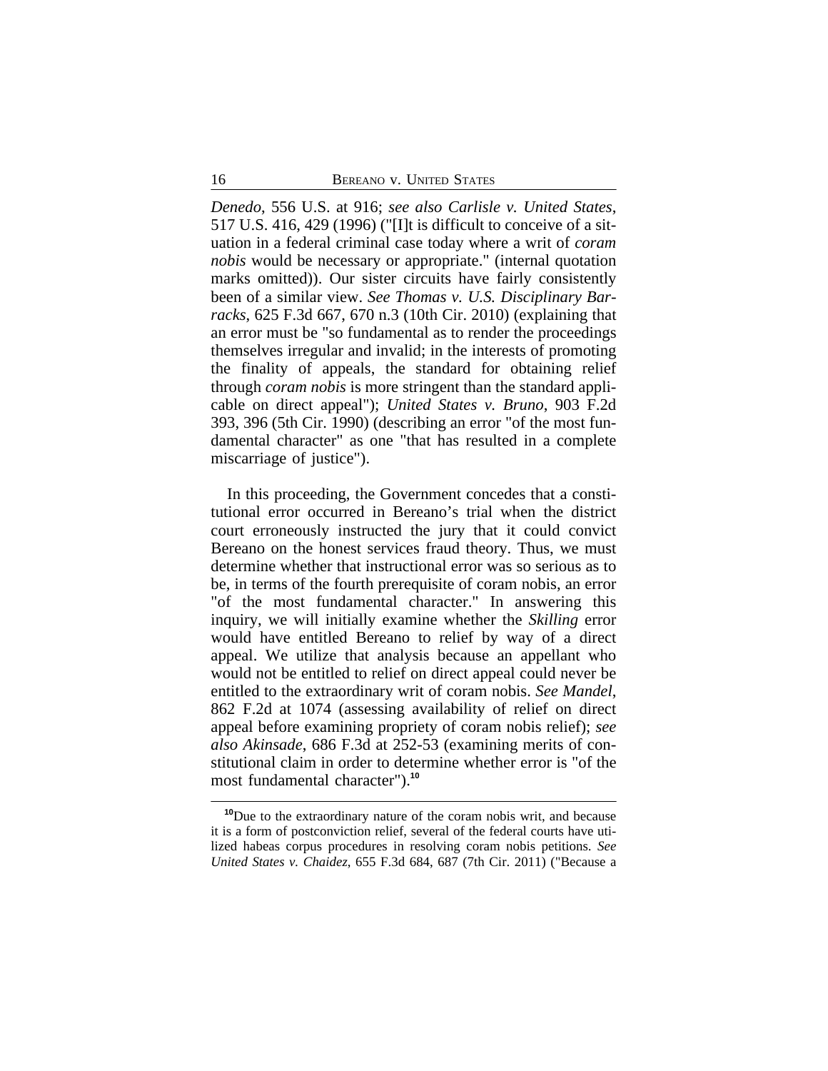*Denedo*, 556 U.S. at 916; *see also Carlisle v. United States*, 517 U.S. 416, 429 (1996) ("[I]t is difficult to conceive of a situation in a federal criminal case today where a writ of *coram nobis* would be necessary or appropriate." (internal quotation marks omitted)). Our sister circuits have fairly consistently been of a similar view. *See Thomas v. U.S. Disciplinary Barracks*, 625 F.3d 667, 670 n.3 (10th Cir. 2010) (explaining that an error must be "so fundamental as to render the proceedings themselves irregular and invalid; in the interests of promoting the finality of appeals, the standard for obtaining relief through *coram nobis* is more stringent than the standard applicable on direct appeal"); *United States v. Bruno*, 903 F.2d 393, 396 (5th Cir. 1990) (describing an error "of the most fundamental character" as one "that has resulted in a complete miscarriage of justice").

In this proceeding, the Government concedes that a constitutional error occurred in Bereano's trial when the district court erroneously instructed the jury that it could convict Bereano on the honest services fraud theory. Thus, we must determine whether that instructional error was so serious as to be, in terms of the fourth prerequisite of coram nobis, an error "of the most fundamental character." In answering this inquiry, we will initially examine whether the *Skilling* error would have entitled Bereano to relief by way of a direct appeal. We utilize that analysis because an appellant who would not be entitled to relief on direct appeal could never be entitled to the extraordinary writ of coram nobis. *See Mandel*, 862 F.2d at 1074 (assessing availability of relief on direct appeal before examining propriety of coram nobis relief); *see also Akinsade*, 686 F.3d at 252-53 (examining merits of constitutional claim in order to determine whether error is "of the most fundamental character").[10]

[10]Due to the extraordinary nature of the coram nobis writ, and because it is a form of postconviction relief, several of the federal courts have utilized habeas corpus procedures in resolving coram nobis petitions. *See United States v. Chaidez*, 655 F.3d 684, 687 (7th Cir. 2011) ("Because a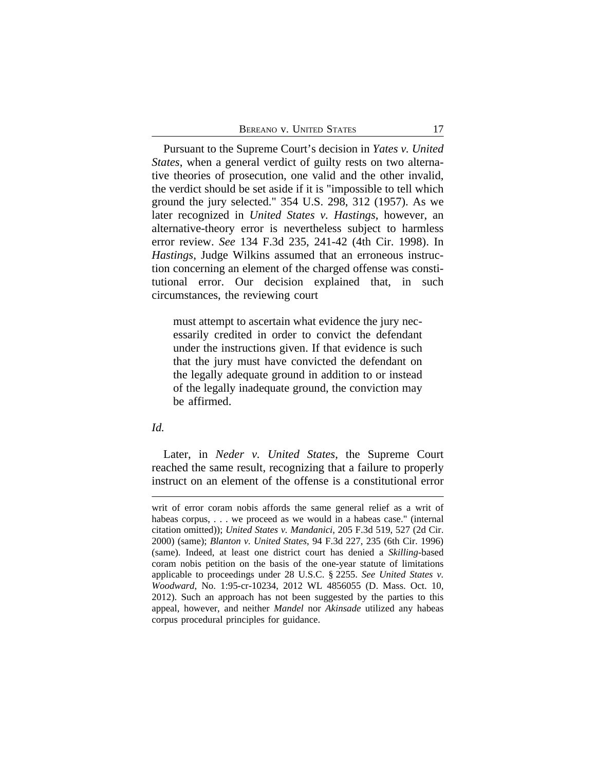Pursuant to the Supreme Court's decision in *Yates v. United States*, when a general verdict of guilty rests on two alternative theories of prosecution, one valid and the other invalid, the verdict should be set aside if it is "impossible to tell which ground the jury selected." 354 U.S. 298, 312 (1957). As we later recognized in *United States v. Hastings*, however, an alternative-theory error is nevertheless subject to harmless error review. *See* 134 F.3d 235, 241-42 (4th Cir. 1998). In *Hastings*, Judge Wilkins assumed that an erroneous instruction concerning an element of the charged offense was constitutional error. Our decision explained that, in such circumstances, the reviewing court

> must attempt to ascertain what evidence the jury necessarily credited in order to convict the defendant under the instructions given. If that evidence is such that the jury must have convicted the defendant on the legally adequate ground in addition to or instead of the legally inadequate ground, the conviction may be affirmed.

*Id.*

Later, in *Neder v. United States*, the Supreme Court reached the same result, recognizing that a failure to properly instruct on an element of the offense is a constitutional error

---

writ of error coram nobis affords the same general relief as a writ of habeas corpus, . . . we proceed as we would in a habeas case." (internal citation omitted)); *United States v. Mandanici*, 205 F.3d 519, 527 (2d Cir. 2000) (same); *Blanton v. United States*, 94 F.3d 227, 235 (6th Cir. 1996) (same). Indeed, at least one district court has denied a *Skilling*-based coram nobis petition on the basis of the one-year statute of limitations applicable to proceedings under 28 U.S.C. § 2255. *See United States v. Woodward*, No. 1:95-cr-10234, 2012 WL 4856055 (D. Mass. Oct. 10, 2012). Such an approach has not been suggested by the parties to this appeal, however, and neither *Mandel* nor *Akinsade* utilized any habeas corpus procedural principles for guidance.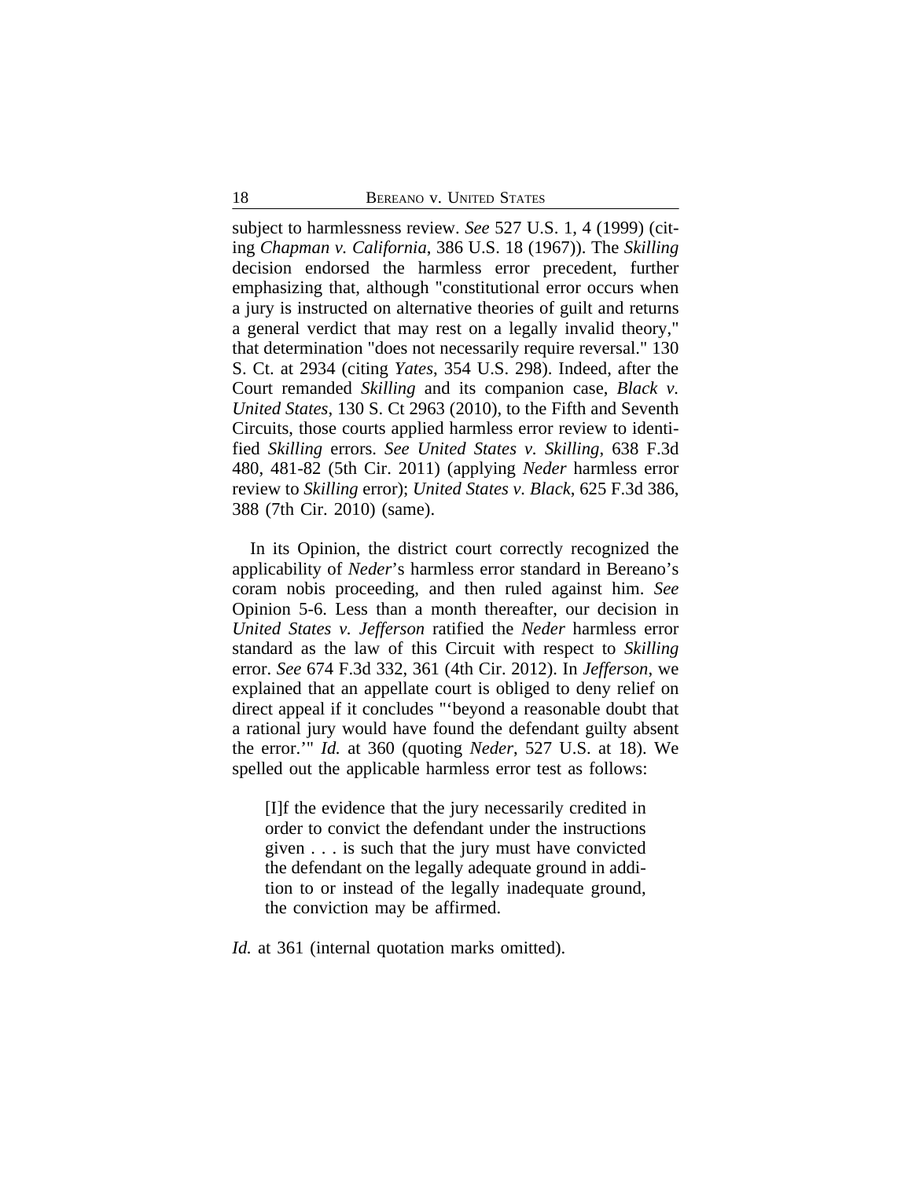subject to harmlessness review. *See* 527 U.S. 1, 4 (1999) (citing *Chapman v. California*, 386 U.S. 18 (1967)). The *Skilling* decision endorsed the harmless error precedent, further emphasizing that, although "constitutional error occurs when a jury is instructed on alternative theories of guilt and returns a general verdict that may rest on a legally invalid theory," that determination "does not necessarily require reversal." 130 S. Ct. at 2934 (citing *Yates*, 354 U.S. 298). Indeed, after the Court remanded *Skilling* and its companion case, *Black v. United States*, 130 S. Ct 2963 (2010), to the Fifth and Seventh Circuits, those courts applied harmless error review to identified *Skilling* errors. *See United States v. Skilling*, 638 F.3d 480, 481-82 (5th Cir. 2011) (applying *Neder* harmless error review to *Skilling* error); *United States v. Black*, 625 F.3d 386, 388 (7th Cir. 2010) (same).

In its Opinion, the district court correctly recognized the applicability of *Neder*'s harmless error standard in Bereano's coram nobis proceeding, and then ruled against him. *See* Opinion 5-6. Less than a month thereafter, our decision in *United States v. Jefferson* ratified the *Neder* harmless error standard as the law of this Circuit with respect to *Skilling* error. *See* 674 F.3d 332, 361 (4th Cir. 2012). In *Jefferson*, we explained that an appellate court is obliged to deny relief on direct appeal if it concludes "'beyond a reasonable doubt that a rational jury would have found the defendant guilty absent the error.'" *Id.* at 360 (quoting *Neder*, 527 U.S. at 18). We spelled out the applicable harmless error test as follows:

> [I]f the evidence that the jury necessarily credited in order to convict the defendant under the instructions given . . . is such that the jury must have convicted the defendant on the legally adequate ground in addition to or instead of the legally inadequate ground, the conviction may be affirmed.

*Id.* at 361 (internal quotation marks omitted).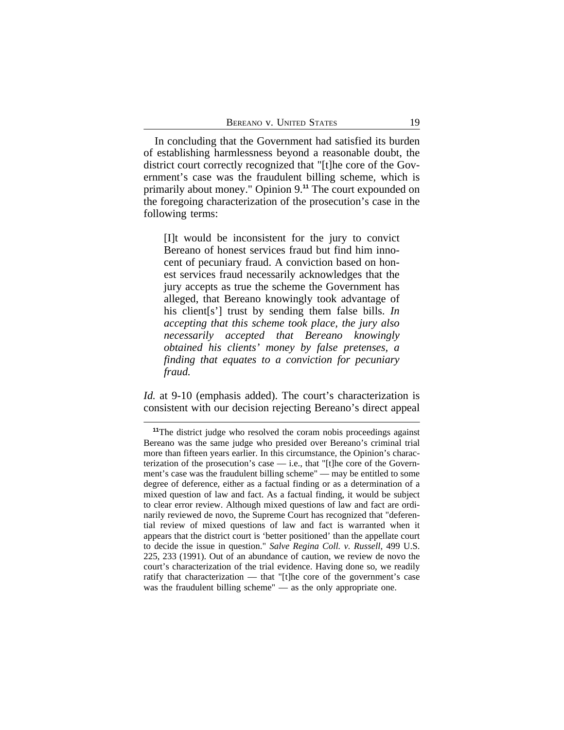In concluding that the Government had satisfied its burden of establishing harmlessness beyond a reasonable doubt, the district court correctly recognized that "[t]he core of the Government's case was the fraudulent billing scheme, which is primarily about money." Opinion 9.[11] The court expounded on the foregoing characterization of the prosecution's case in the following terms:

> [I]t would be inconsistent for the jury to convict Bereano of honest services fraud but find him innocent of pecuniary fraud. A conviction based on honest services fraud necessarily acknowledges that the jury accepts as true the scheme the Government has alleged, that Bereano knowingly took advantage of his client[s'] trust by sending them false bills. *In accepting that this scheme took place, the jury also necessarily accepted that Bereano knowingly obtained his clients' money by false pretenses, a finding that equates to a conviction for pecuniary fraud.*

*Id.* at 9-10 (emphasis added). The court's characterization is consistent with our decision rejecting Bereano's direct appeal

[11]The district judge who resolved the coram nobis proceedings against Bereano was the same judge who presided over Bereano's criminal trial more than fifteen years earlier. In this circumstance, the Opinion's characterization of the prosecution's case — i.e., that "[t]he core of the Government's case was the fraudulent billing scheme" — may be entitled to some degree of deference, either as a factual finding or as a determination of a mixed question of law and fact. As a factual finding, it would be subject to clear error review. Although mixed questions of law and fact are ordinarily reviewed de novo, the Supreme Court has recognized that "deferential review of mixed questions of law and fact is warranted when it appears that the district court is 'better positioned' than the appellate court to decide the issue in question." *Salve Regina Coll. v. Russell*, 499 U.S. 225, 233 (1991). Out of an abundance of caution, we review de novo the court's characterization of the trial evidence. Having done so, we readily ratify that characterization — that "[t]he core of the government's case was the fraudulent billing scheme" — as the only appropriate one.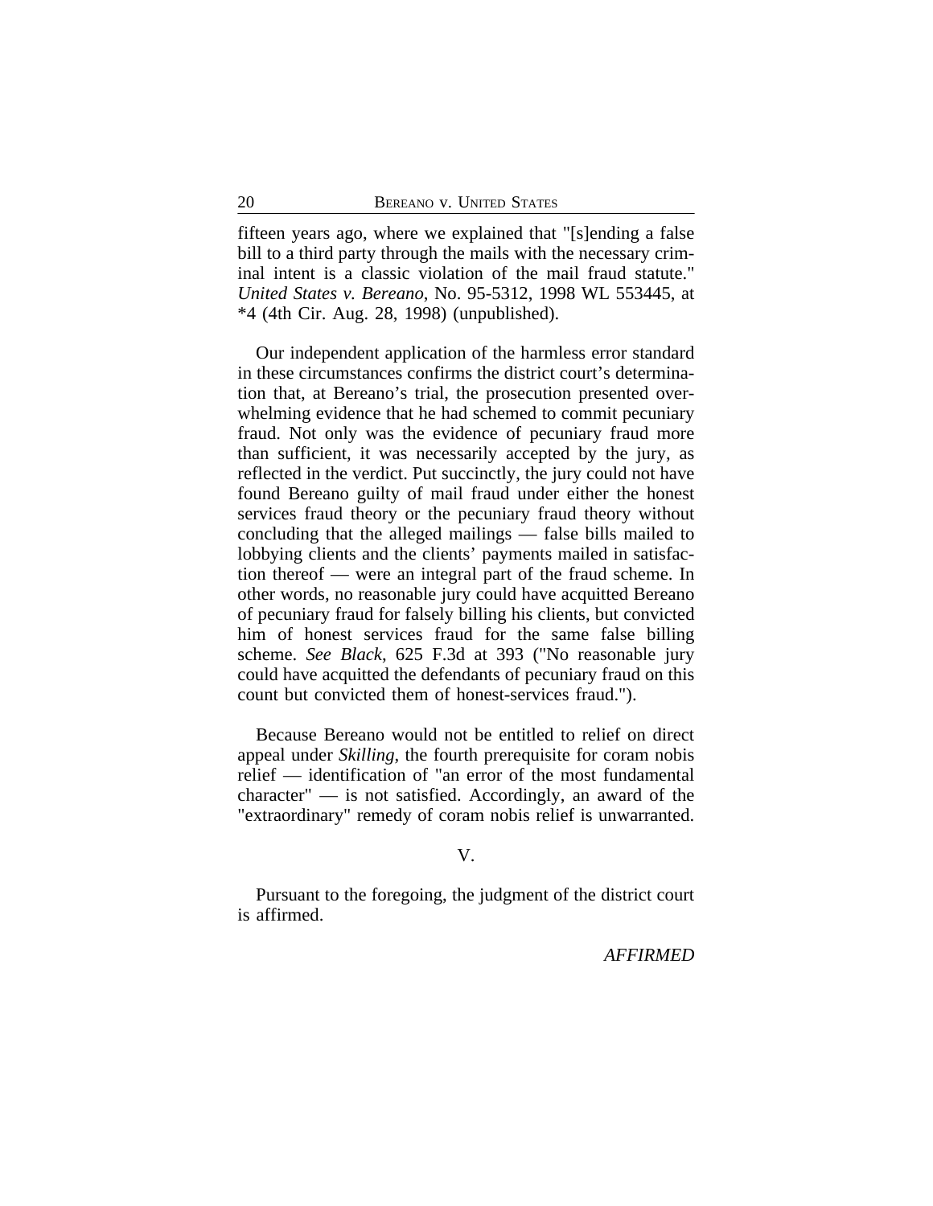fifteen years ago, where we explained that "[s]ending a false bill to a third party through the mails with the necessary criminal intent is a classic violation of the mail fraud statute." *United States v. Bereano*, No. 95-5312, 1998 WL 553445, at *4 (4th Cir. Aug. 28, 1998) (unpublished).

Our independent application of the harmless error standard in these circumstances confirms the district court's determination that, at Bereano's trial, the prosecution presented overwhelming evidence that he had schemed to commit pecuniary fraud. Not only was the evidence of pecuniary fraud more than sufficient, it was necessarily accepted by the jury, as reflected in the verdict. Put succinctly, the jury could not have found Bereano guilty of mail fraud under either the honest services fraud theory or the pecuniary fraud theory without concluding that the alleged mailings — false bills mailed to lobbying clients and the clients' payments mailed in satisfaction thereof — were an integral part of the fraud scheme. In other words, no reasonable jury could have acquitted Bereano of pecuniary fraud for falsely billing his clients, but convicted him of honest services fraud for the same false billing scheme. *See Black*, 625 F.3d at 393 ("No reasonable jury could have acquitted the defendants of pecuniary fraud on this count but convicted them of honest-services fraud.").

Because Bereano would not be entitled to relief on direct appeal under *Skilling*, the fourth prerequisite for coram nobis relief — identification of "an error of the most fundamental character" — is not satisfied. Accordingly, an award of the "extraordinary" remedy of coram nobis relief is unwarranted.

## V.

Pursuant to the foregoing, the judgment of the district court is affirmed.

*AFFIRMED*